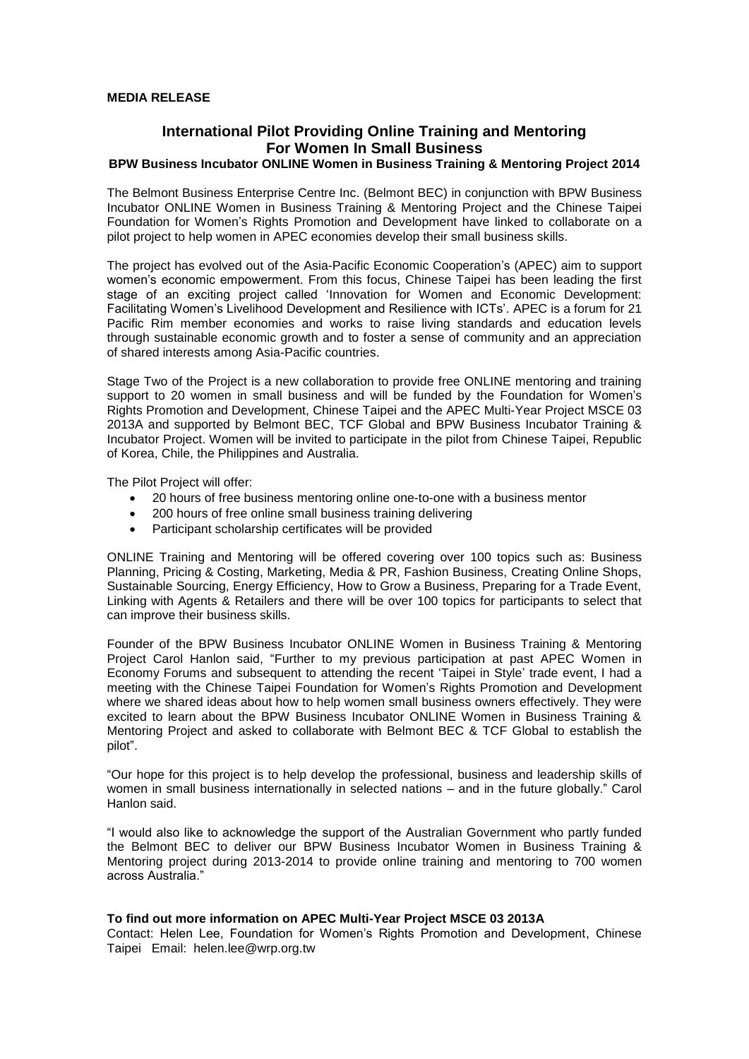**MEDIA RELEASE**

# International Pilot Providing Online Training and Mentoring For Women In Small Business

### BPW Business Incubator ONLINE Women in Business Training & Mentoring Project 2014

The Belmont Business Enterprise Centre Inc. (Belmont BEC) in conjunction with BPW Business Incubator ONLINE Women in Business Training & Mentoring Project and the Chinese Taipei Foundation for Women's Rights Promotion and Development have linked to collaborate on a pilot project to help women in APEC economies develop their small business skills.

The project has evolved out of the Asia-Pacific Economic Cooperation's (APEC) aim to support women's economic empowerment. From this focus, Chinese Taipei has been leading the first stage of an exciting project called 'Innovation for Women and Economic Development: Facilitating Women's Livelihood Development and Resilience with ICTs'. APEC is a forum for 21 Pacific Rim member economies and works to raise living standards and education levels through sustainable economic growth and to foster a sense of community and an appreciation of shared interests among Asia-Pacific countries.

Stage Two of the Project is a new collaboration to provide free ONLINE mentoring and training support to 20 women in small business and will be funded by the Foundation for Women's Rights Promotion and Development, Chinese Taipei and the APEC Multi-Year Project MSCE 03 2013A and supported by Belmont BEC, TCF Global and BPW Business Incubator Training & Incubator Project. Women will be invited to participate in the pilot from Chinese Taipei, Republic of Korea, Chile, the Philippines and Australia.

The Pilot Project will offer:

- 20 hours of free business mentoring online one-to-one with a business mentor
- 200 hours of free online small business training delivering
- Participant scholarship certificates will be provided

ONLINE Training and Mentoring will be offered covering over 100 topics such as: Business Planning, Pricing & Costing, Marketing, Media & PR, Fashion Business, Creating Online Shops, Sustainable Sourcing, Energy Efficiency, How to Grow a Business, Preparing for a Trade Event, Linking with Agents & Retailers and there will be over 100 topics for participants to select that can improve their business skills.

Founder of the BPW Business Incubator ONLINE Women in Business Training & Mentoring Project Carol Hanlon said, "Further to my previous participation at past APEC Women in Economy Forums and subsequent to attending the recent 'Taipei in Style' trade event, I had a meeting with the Chinese Taipei Foundation for Women's Rights Promotion and Development where we shared ideas about how to help women small business owners effectively. They were excited to learn about the BPW Business Incubator ONLINE Women in Business Training & Mentoring Project and asked to collaborate with Belmont BEC & TCF Global to establish the pilot".

"Our hope for this project is to help develop the professional, business and leadership skills of women in small business internationally in selected nations – and in the future globally." Carol Hanlon said.

"I would also like to acknowledge the support of the Australian Government who partly funded the Belmont BEC to deliver our BPW Business Incubator Women in Business Training & Mentoring project during 2013-2014 to provide online training and mentoring to 700 women across Australia."

**To find out more information on APEC Multi-Year Project MSCE 03 2013A**

Contact: Helen Lee, Foundation for Women's Rights Promotion and Development, Chinese Taipei Email: helen.lee@wrp.org.tw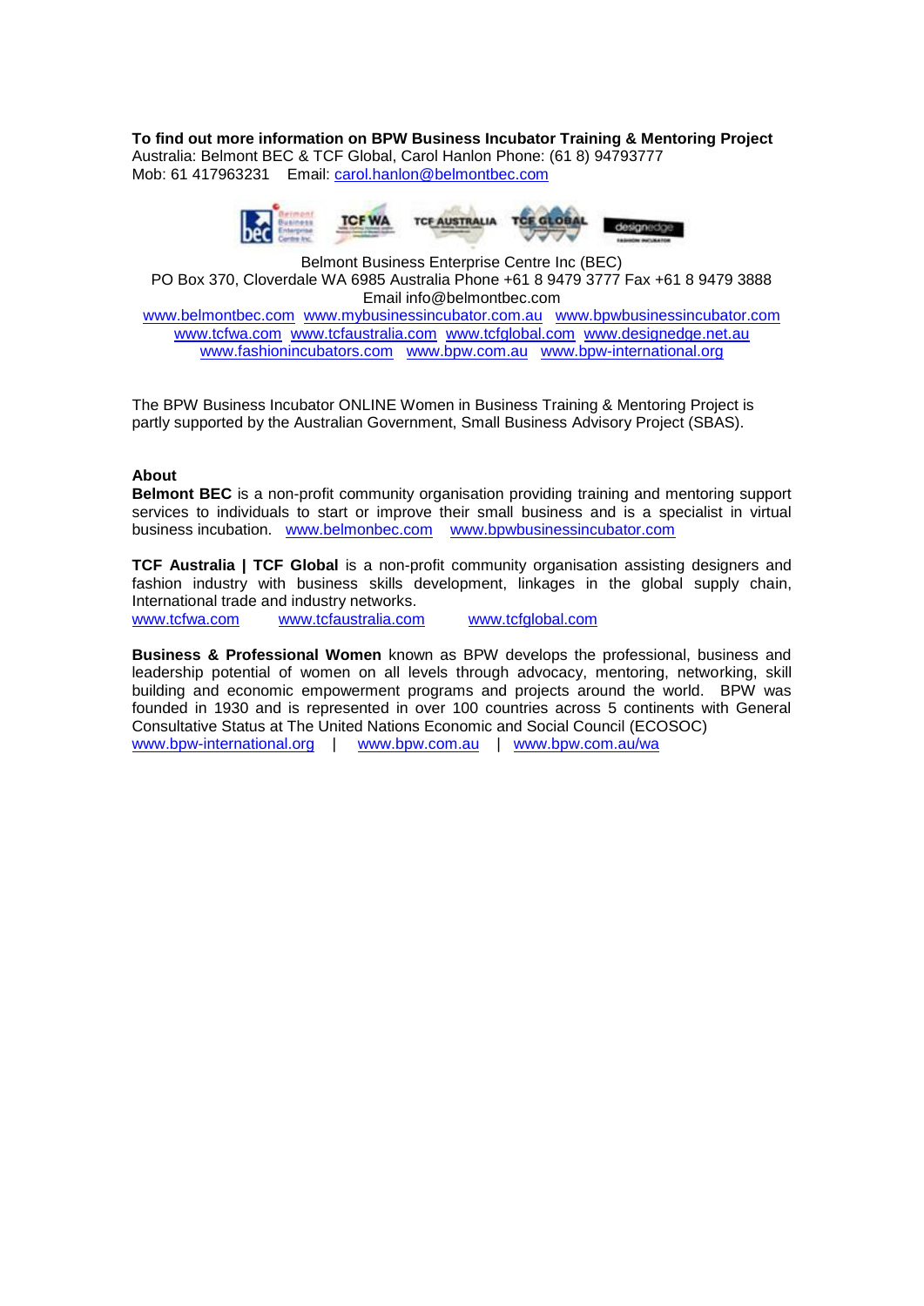**To find out more information on BPW Business Incubator Training & Mentoring Project**
Australia: Belmont BEC & TCF Global, Carol Hanlon Phone: (61 8) 94793777
Mob: 61 417963231 Email: carol.hanlon@belmontbec.com

Belmont Business Enterprise Centre Inc (BEC)
PO Box 370, Cloverdale WA 6985 Australia Phone +61 8 9479 3777 Fax +61 8 9479 3888
Email info@belmontbec.com
www.belmontbec.com www.mybusinessincubator.com.au www.bpwbusinessincubator.com
www.tcfwa.com www.tcfaustralia.com www.tcfglobal.com www.designedge.net.au
www.fashionincubators.com www.bpw.com.au www.bpw-international.org

The BPW Business Incubator ONLINE Women in Business Training & Mentoring Project is partly supported by the Australian Government, Small Business Advisory Project (SBAS).

**About**

**Belmont BEC** is a non-profit community organisation providing training and mentoring support services to individuals to start or improve their small business and is a specialist in virtual business incubation. www.belmonbec.com www.bpwbusinessincubator.com

**TCF Australia | TCF Global** is a non-profit community organisation assisting designers and fashion industry with business skills development, linkages in the global supply chain, International trade and industry networks.
www.tcfwa.com www.tcfaustralia.com www.tcfglobal.com

**Business & Professional Women** known as BPW develops the professional, business and leadership potential of women on all levels through advocacy, mentoring, networking, skill building and economic empowerment programs and projects around the world. BPW was founded in 1930 and is represented in over 100 countries across 5 continents with General Consultative Status at The United Nations Economic and Social Council (ECOSOC)
www.bpw-international.org | www.bpw.com.au | www.bpw.com.au/wa